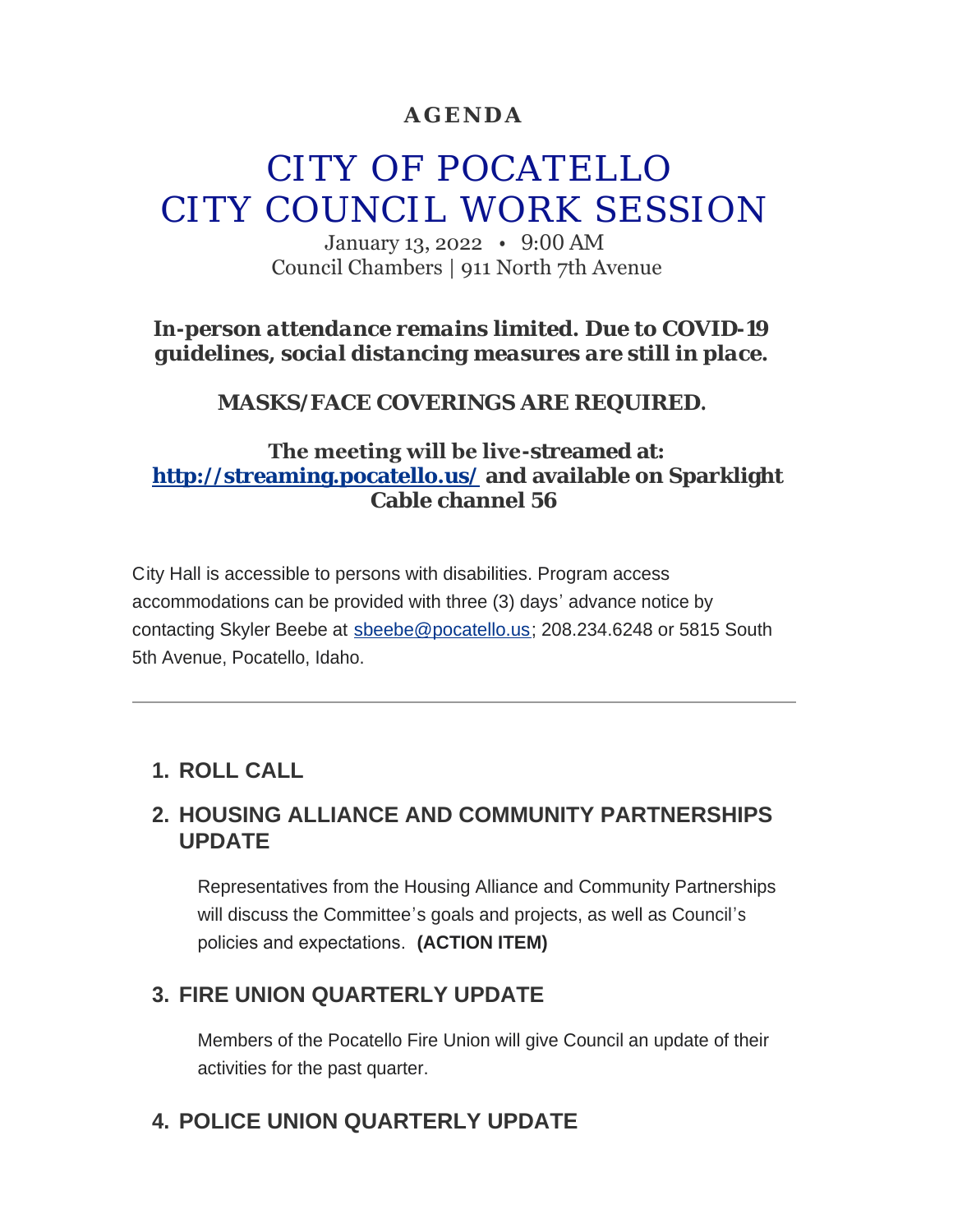**AGENDA**

# CITY OF POCATELLO
# CITY COUNCIL WORK SESSION

January 13, 2022 • 9:00 AM
Council Chambers | 911 North 7th Avenue

***In-person attendance remains limited. Due to COVID-19 guidelines, social distancing measures are still in place.***

**MASKS/FACE COVERINGS ARE REQUIRED.**

**The meeting will be live-streamed at: [http://streaming.pocatello.us/](http://streaming.pocatello.us/) and available on Sparklight Cable channel 56**

City Hall is accessible to persons with disabilities. Program access accommodations can be provided with three (3) days' advance notice by contacting Skyler Beebe at [sbeebe@pocatello.us](mailto:sbeebe@pocatello.us); 208.234.6248 or 5815 South 5th Avenue, Pocatello, Idaho.

---

## 1. ROLL CALL

## 2. HOUSING ALLIANCE AND COMMUNITY PARTNERSHIPS UPDATE

Representatives from the Housing Alliance and Community Partnerships will discuss the Committee's goals and projects, as well as Council's policies and expectations. **(ACTION ITEM)**

## 3. FIRE UNION QUARTERLY UPDATE

Members of the Pocatello Fire Union will give Council an update of their activities for the past quarter.

## 4. POLICE UNION QUARTERLY UPDATE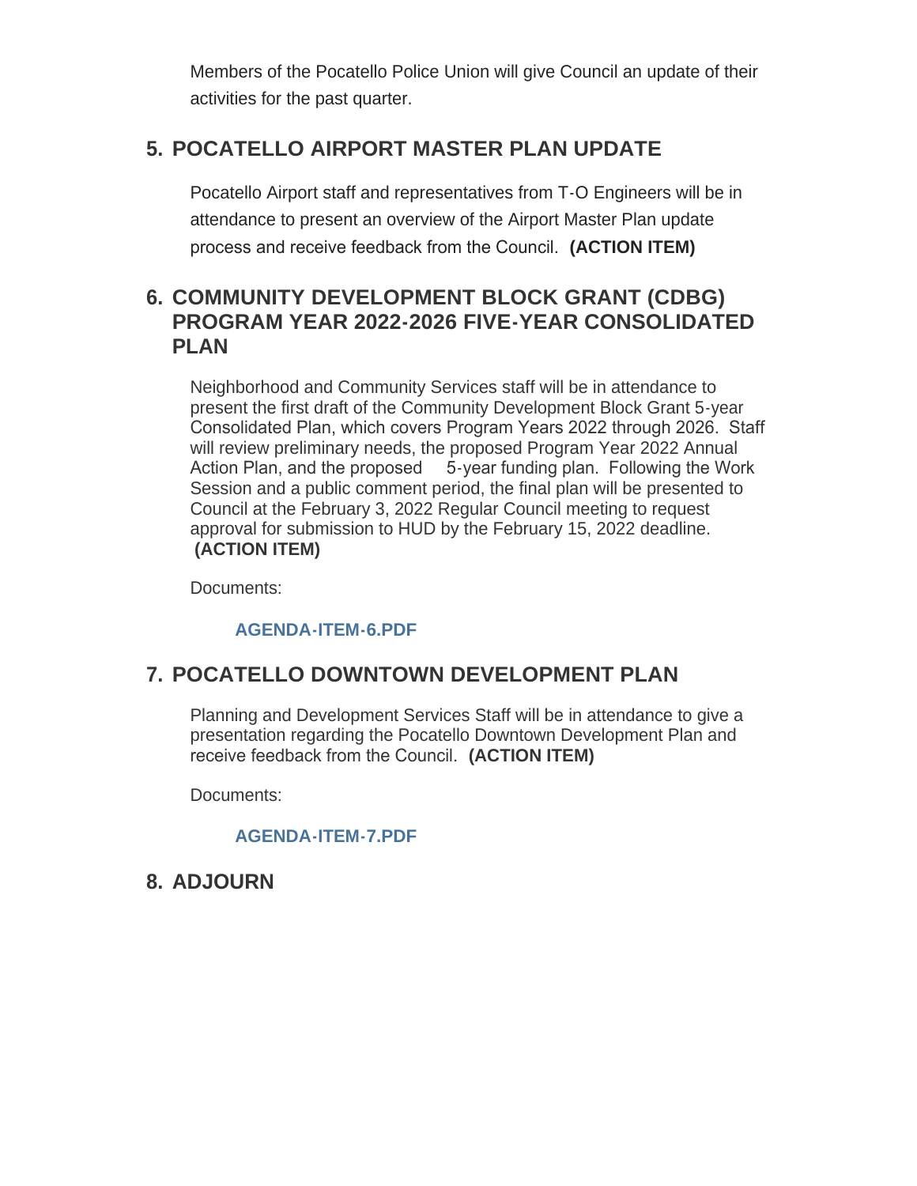Members of the Pocatello Police Union will give Council an update of their activities for the past quarter.

## 5. POCATELLO AIRPORT MASTER PLAN UPDATE

Pocatello Airport staff and representatives from T-O Engineers will be in attendance to present an overview of the Airport Master Plan update process and receive feedback from the Council. **(ACTION ITEM)**

## 6. COMMUNITY DEVELOPMENT BLOCK GRANT (CDBG) PROGRAM YEAR 2022-2026 FIVE-YEAR CONSOLIDATED PLAN

Neighborhood and Community Services staff will be in attendance to present the first draft of the Community Development Block Grant 5-year Consolidated Plan, which covers Program Years 2022 through 2026. Staff will review preliminary needs, the proposed Program Year 2022 Annual Action Plan, and the proposed 5-year funding plan. Following the Work Session and a public comment period, the final plan will be presented to Council at the February 3, 2022 Regular Council meeting to request approval for submission to HUD by the February 15, 2022 deadline. **(ACTION ITEM)**

Documents:

**AGENDA-ITEM-6.PDF**

## 7. POCATELLO DOWNTOWN DEVELOPMENT PLAN

Planning and Development Services Staff will be in attendance to give a presentation regarding the Pocatello Downtown Development Plan and receive feedback from the Council. **(ACTION ITEM)**

Documents:

**AGENDA-ITEM-7.PDF**

## 8. ADJOURN